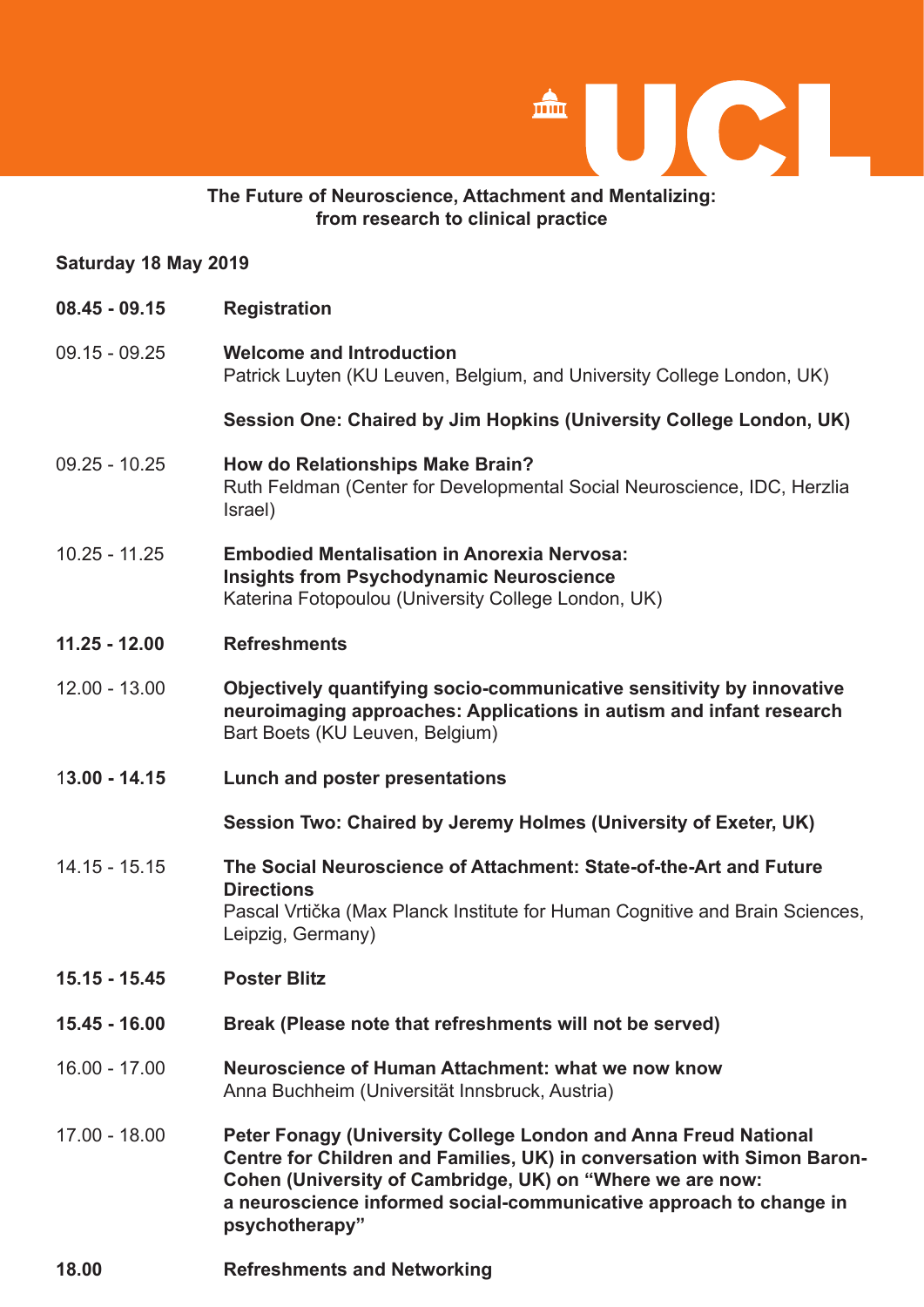# The Future of Neuroscience, Attachment and Mentalizing: from research to clinical practice

**Saturday 18 May 2019**

| | |
|---|---|
| **08.45 - 09.15** | **Registration** |
| 09.15 - 09.25 | **Welcome and Introduction**<br>Patrick Luyten (KU Leuven, Belgium, and University College London, UK) |
| | **Session One: Chaired by Jim Hopkins (University College London, UK)** |
| 09.25 - 10.25 | **How do Relationships Make Brain?**<br>Ruth Feldman (Center for Developmental Social Neuroscience, IDC, Herzlia Israel) |
| 10.25 - 11.25 | **Embodied Mentalisation in Anorexia Nervosa: Insights from Psychodynamic Neuroscience**<br>Katerina Fotopoulou (University College London, UK) |
| **11.25 - 12.00** | **Refreshments** |
| 12.00 - 13.00 | **Objectively quantifying socio-communicative sensitivity by innovative neuroimaging approaches: Applications in autism and infant research**<br>Bart Boets (KU Leuven, Belgium) |
| **13.00 - 14.15** | **Lunch and poster presentations** |
| | **Session Two: Chaired by Jeremy Holmes (University of Exeter, UK)** |
| 14.15 - 15.15 | **The Social Neuroscience of Attachment: State-of-the-Art and Future Directions**<br>Pascal Vrtička (Max Planck Institute for Human Cognitive and Brain Sciences, Leipzig, Germany) |
| **15.15 - 15.45** | **Poster Blitz** |
| **15.45 - 16.00** | **Break (Please note that refreshments will not be served)** |
| 16.00 - 17.00 | **Neuroscience of Human Attachment: what we now know**<br>Anna Buchheim (Universität Innsbruck, Austria) |
| 17.00 - 18.00 | **Peter Fonagy (University College London and Anna Freud National Centre for Children and Families, UK) in conversation with Simon Baron-Cohen (University of Cambridge, UK) on "Where we are now: a neuroscience informed social-communicative approach to change in psychotherapy"** |
| **18.00** | **Refreshments and Networking** |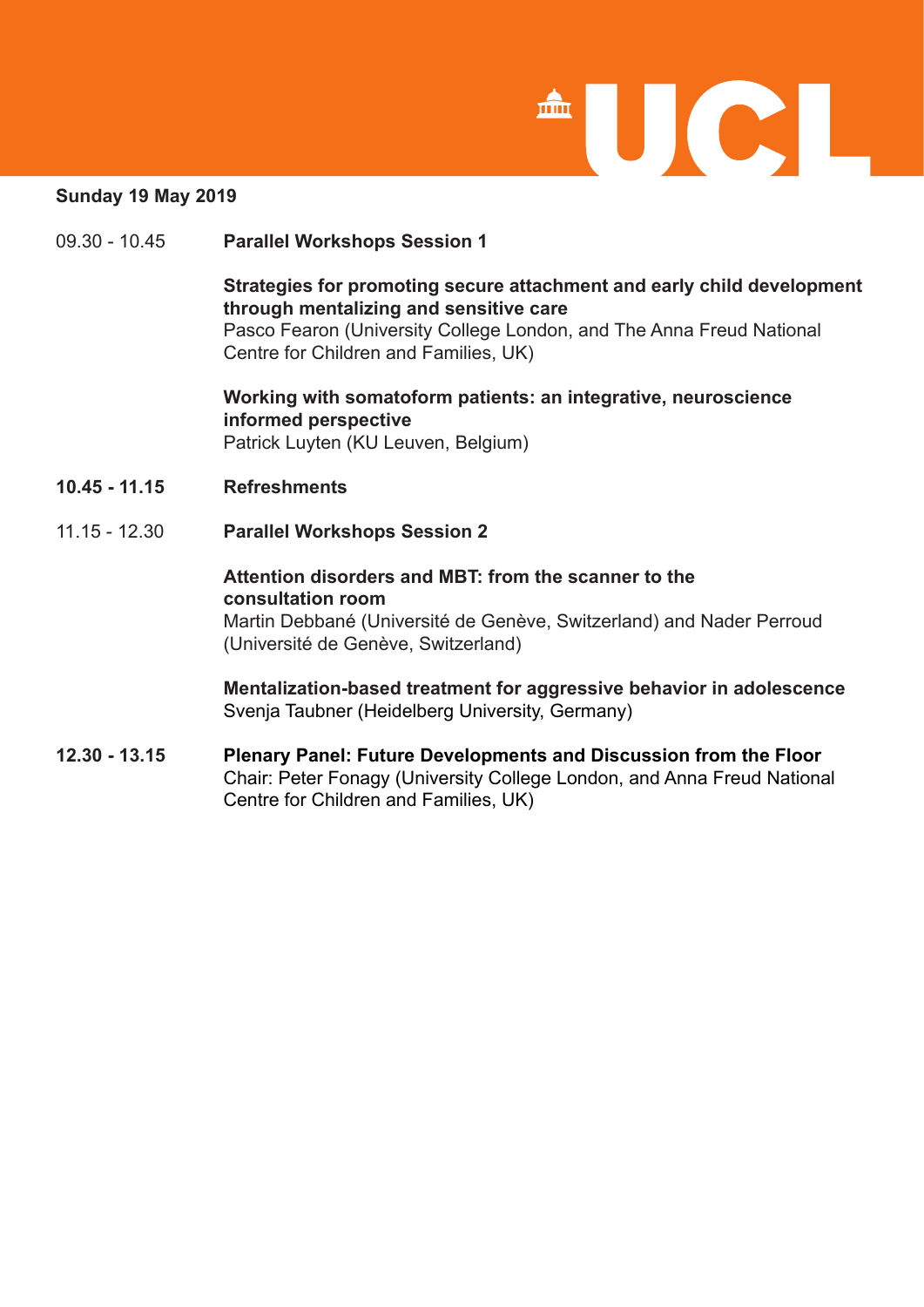**Sunday 19 May 2019**

09.30 - 10.45 **Parallel Workshops Session 1**

**Strategies for promoting secure attachment and early child development through mentalizing and sensitive care**
Pasco Fearon (University College London, and The Anna Freud National Centre for Children and Families, UK)

**Working with somatoform patients: an integrative, neuroscience informed perspective**
Patrick Luyten (KU Leuven, Belgium)

**10.45 - 11.15** **Refreshments**

11.15 - 12.30 **Parallel Workshops Session 2**

**Attention disorders and MBT: from the scanner to the consultation room**
Martin Debbané (Université de Genève, Switzerland) and Nader Perroud (Université de Genève, Switzerland)

**Mentalization-based treatment for aggressive behavior in adolescence**
Svenja Taubner (Heidelberg University, Germany)

**12.30 - 13.15** **Plenary Panel: Future Developments and Discussion from the Floor**
Chair: Peter Fonagy (University College London, and Anna Freud National Centre for Children and Families, UK)